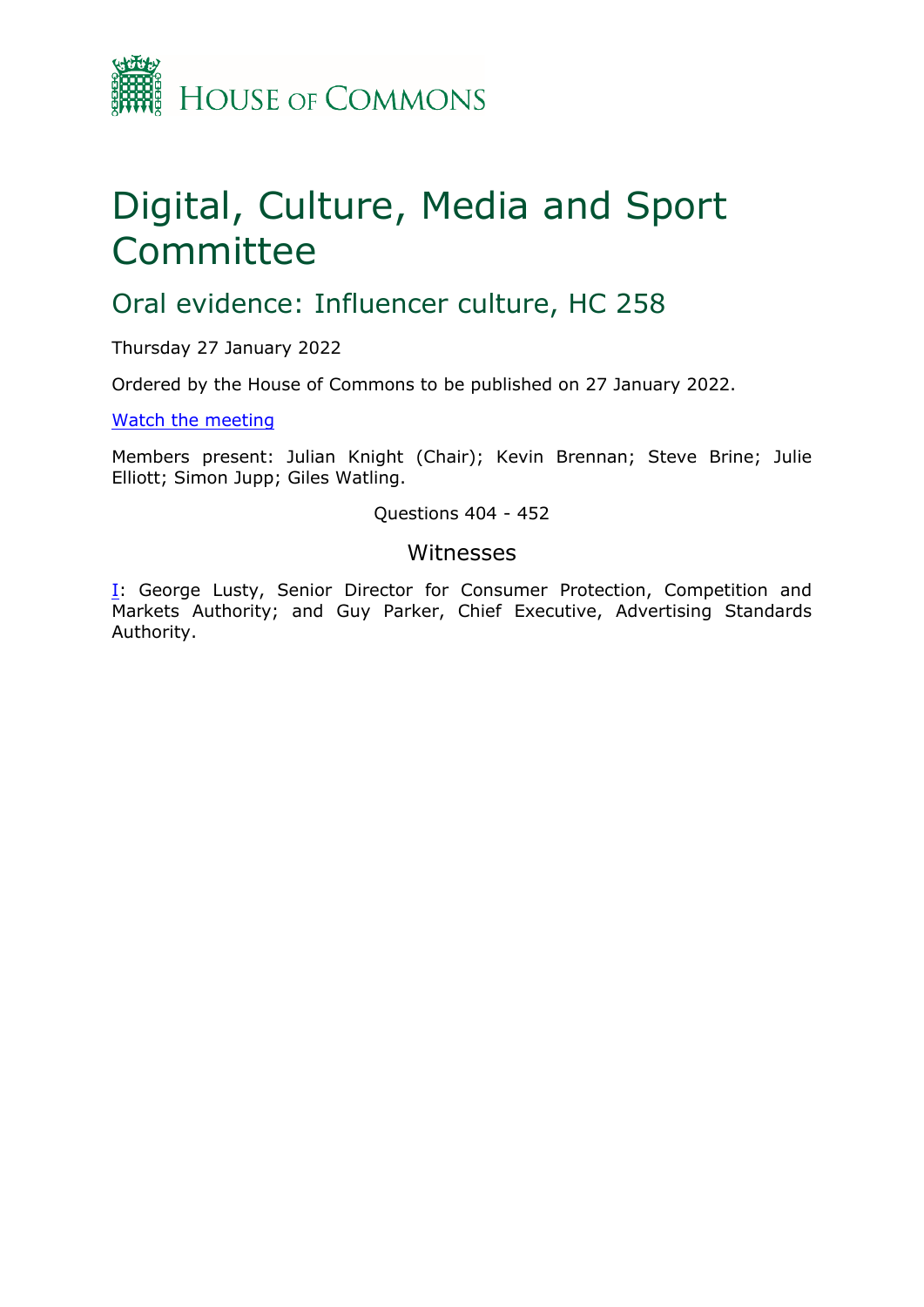HOUSE OF COMMONS

# Digital, Culture, Media and Sport Committee

## Oral evidence: Influencer culture, HC 258

Thursday 27 January 2022

Ordered by the House of Commons to be published on 27 January 2022.

[Watch the meeting](#)

Members present: Julian Knight (Chair); Kevin Brennan; Steve Brine; Julie Elliott; Simon Jupp; Giles Watling.

Questions 404 - 452

### Witnesses

I: George Lusty, Senior Director for Consumer Protection, Competition and Markets Authority; and Guy Parker, Chief Executive, Advertising Standards Authority.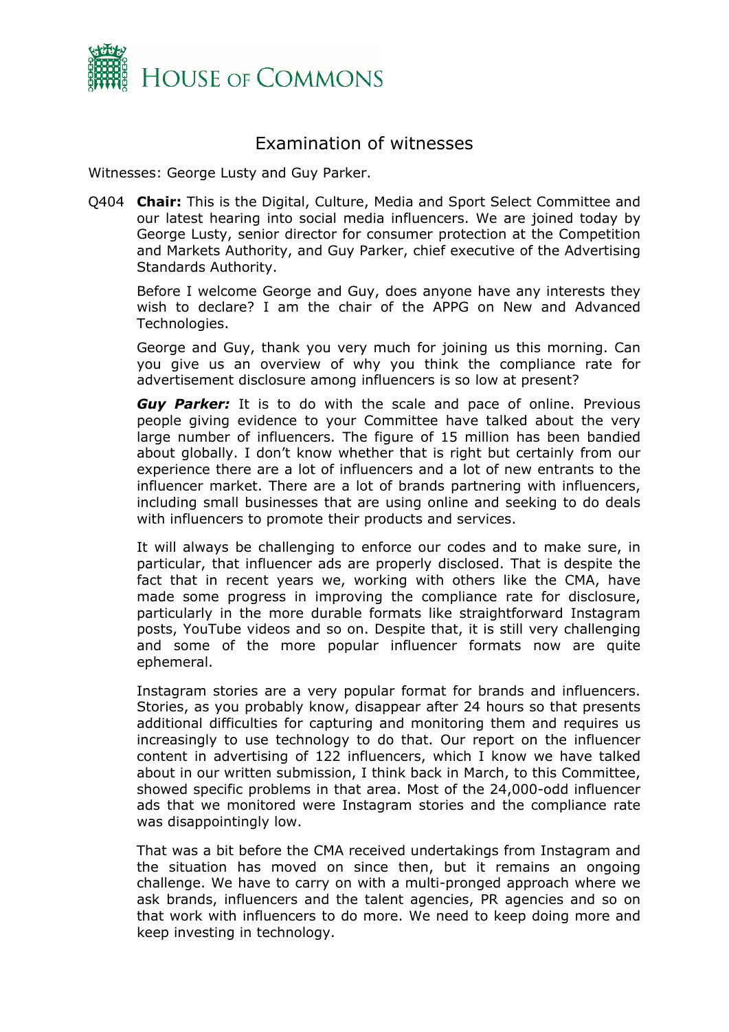# Examination of witnesses

Witnesses: George Lusty and Guy Parker.

Q404 **Chair:** This is the Digital, Culture, Media and Sport Select Committee and our latest hearing into social media influencers. We are joined today by George Lusty, senior director for consumer protection at the Competition and Markets Authority, and Guy Parker, chief executive of the Advertising Standards Authority.

Before I welcome George and Guy, does anyone have any interests they wish to declare? I am the chair of the APPG on New and Advanced Technologies.

George and Guy, thank you very much for joining us this morning. Can you give us an overview of why you think the compliance rate for advertisement disclosure among influencers is so low at present?

***Guy Parker:*** It is to do with the scale and pace of online. Previous people giving evidence to your Committee have talked about the very large number of influencers. The figure of 15 million has been bandied about globally. I don't know whether that is right but certainly from our experience there are a lot of influencers and a lot of new entrants to the influencer market. There are a lot of brands partnering with influencers, including small businesses that are using online and seeking to do deals with influencers to promote their products and services.

It will always be challenging to enforce our codes and to make sure, in particular, that influencer ads are properly disclosed. That is despite the fact that in recent years we, working with others like the CMA, have made some progress in improving the compliance rate for disclosure, particularly in the more durable formats like straightforward Instagram posts, YouTube videos and so on. Despite that, it is still very challenging and some of the more popular influencer formats now are quite ephemeral.

Instagram stories are a very popular format for brands and influencers. Stories, as you probably know, disappear after 24 hours so that presents additional difficulties for capturing and monitoring them and requires us increasingly to use technology to do that. Our report on the influencer content in advertising of 122 influencers, which I know we have talked about in our written submission, I think back in March, to this Committee, showed specific problems in that area. Most of the 24,000-odd influencer ads that we monitored were Instagram stories and the compliance rate was disappointingly low.

That was a bit before the CMA received undertakings from Instagram and the situation has moved on since then, but it remains an ongoing challenge. We have to carry on with a multi-pronged approach where we ask brands, influencers and the talent agencies, PR agencies and so on that work with influencers to do more. We need to keep doing more and keep investing in technology.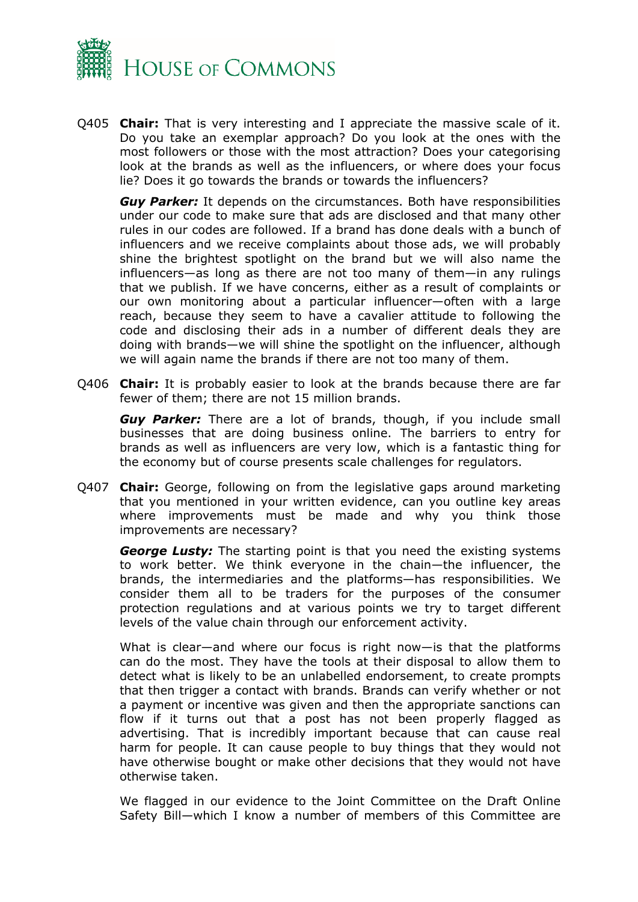Q405 **Chair:** That is very interesting and I appreciate the massive scale of it. Do you take an exemplar approach? Do you look at the ones with the most followers or those with the most attraction? Does your categorising look at the brands as well as the influencers, or where does your focus lie? Does it go towards the brands or towards the influencers?

***Guy Parker:*** It depends on the circumstances. Both have responsibilities under our code to make sure that ads are disclosed and that many other rules in our codes are followed. If a brand has done deals with a bunch of influencers and we receive complaints about those ads, we will probably shine the brightest spotlight on the brand but we will also name the influencers—as long as there are not too many of them—in any rulings that we publish. If we have concerns, either as a result of complaints or our own monitoring about a particular influencer—often with a large reach, because they seem to have a cavalier attitude to following the code and disclosing their ads in a number of different deals they are doing with brands—we will shine the spotlight on the influencer, although we will again name the brands if there are not too many of them.

Q406 **Chair:** It is probably easier to look at the brands because there are far fewer of them; there are not 15 million brands.

***Guy Parker:*** There are a lot of brands, though, if you include small businesses that are doing business online. The barriers to entry for brands as well as influencers are very low, which is a fantastic thing for the economy but of course presents scale challenges for regulators.

Q407 **Chair:** George, following on from the legislative gaps around marketing that you mentioned in your written evidence, can you outline key areas where improvements must be made and why you think those improvements are necessary?

***George Lusty:*** The starting point is that you need the existing systems to work better. We think everyone in the chain—the influencer, the brands, the intermediaries and the platforms—has responsibilities. We consider them all to be traders for the purposes of the consumer protection regulations and at various points we try to target different levels of the value chain through our enforcement activity.

What is clear—and where our focus is right now—is that the platforms can do the most. They have the tools at their disposal to allow them to detect what is likely to be an unlabelled endorsement, to create prompts that then trigger a contact with brands. Brands can verify whether or not a payment or incentive was given and then the appropriate sanctions can flow if it turns out that a post has not been properly flagged as advertising. That is incredibly important because that can cause real harm for people. It can cause people to buy things that they would not have otherwise bought or make other decisions that they would not have otherwise taken.

We flagged in our evidence to the Joint Committee on the Draft Online Safety Bill—which I know a number of members of this Committee are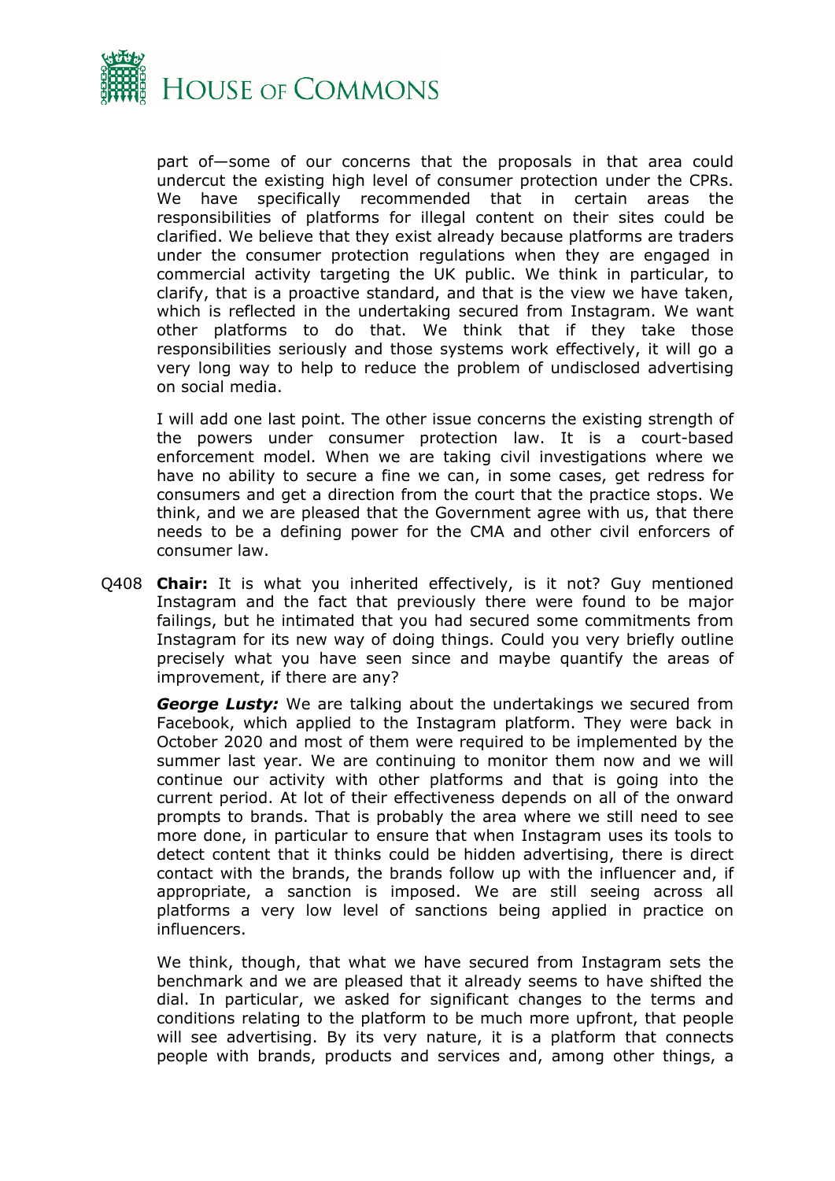part of—some of our concerns that the proposals in that area could undercut the existing high level of consumer protection under the CPRs. We have specifically recommended that in certain areas the responsibilities of platforms for illegal content on their sites could be clarified. We believe that they exist already because platforms are traders under the consumer protection regulations when they are engaged in commercial activity targeting the UK public. We think in particular, to clarify, that is a proactive standard, and that is the view we have taken, which is reflected in the undertaking secured from Instagram. We want other platforms to do that. We think that if they take those responsibilities seriously and those systems work effectively, it will go a very long way to help to reduce the problem of undisclosed advertising on social media.

I will add one last point. The other issue concerns the existing strength of the powers under consumer protection law. It is a court-based enforcement model. When we are taking civil investigations where we have no ability to secure a fine we can, in some cases, get redress for consumers and get a direction from the court that the practice stops. We think, and we are pleased that the Government agree with us, that there needs to be a defining power for the CMA and other civil enforcers of consumer law.

Q408 **Chair:** It is what you inherited effectively, is it not? Guy mentioned Instagram and the fact that previously there were found to be major failings, but he intimated that you had secured some commitments from Instagram for its new way of doing things. Could you very briefly outline precisely what you have seen since and maybe quantify the areas of improvement, if there are any?

***George Lusty:*** We are talking about the undertakings we secured from Facebook, which applied to the Instagram platform. They were back in October 2020 and most of them were required to be implemented by the summer last year. We are continuing to monitor them now and we will continue our activity with other platforms and that is going into the current period. At lot of their effectiveness depends on all of the onward prompts to brands. That is probably the area where we still need to see more done, in particular to ensure that when Instagram uses its tools to detect content that it thinks could be hidden advertising, there is direct contact with the brands, the brands follow up with the influencer and, if appropriate, a sanction is imposed. We are still seeing across all platforms a very low level of sanctions being applied in practice on influencers.

We think, though, that what we have secured from Instagram sets the benchmark and we are pleased that it already seems to have shifted the dial. In particular, we asked for significant changes to the terms and conditions relating to the platform to be much more upfront, that people will see advertising. By its very nature, it is a platform that connects people with brands, products and services and, among other things, a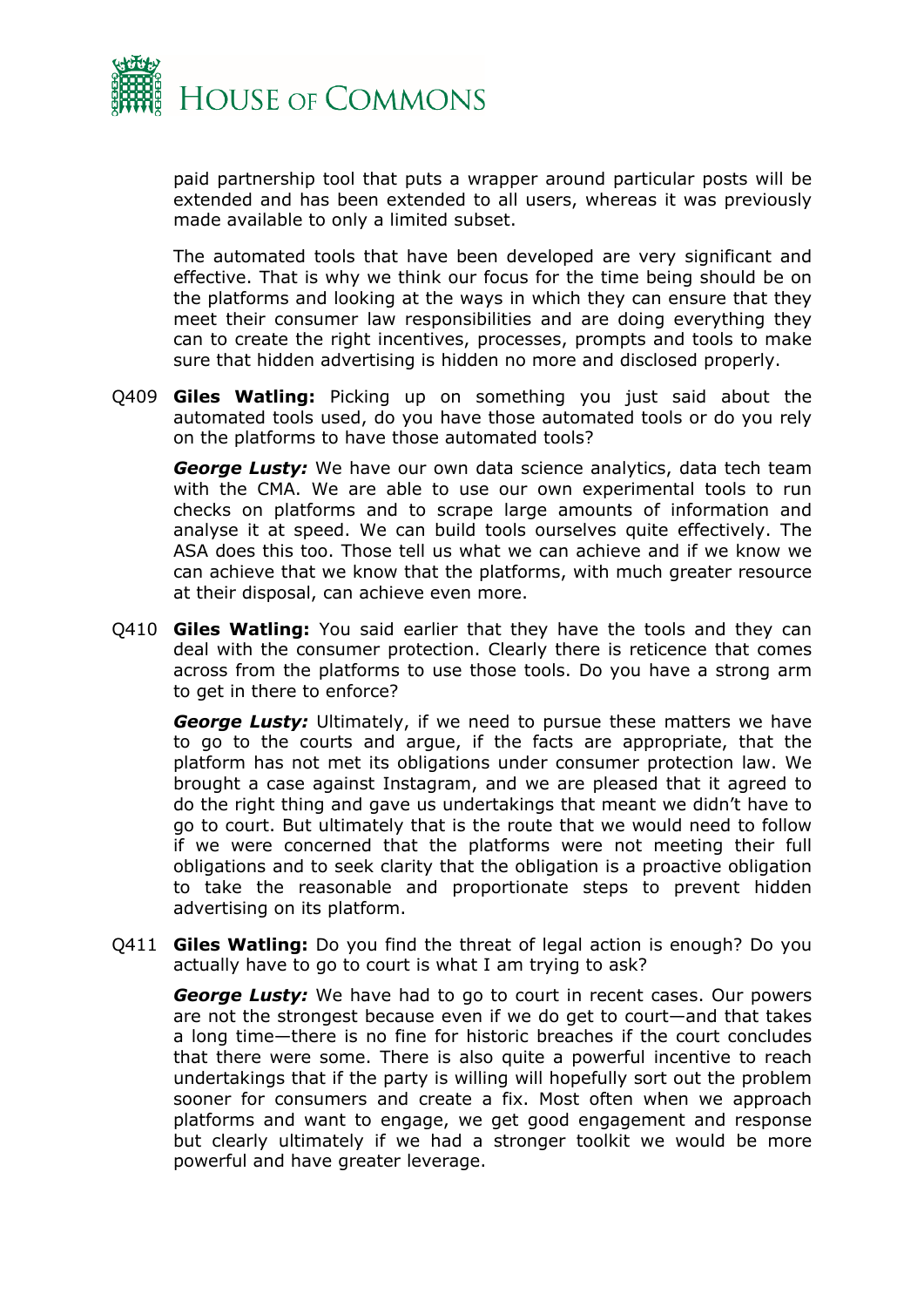paid partnership tool that puts a wrapper around particular posts will be extended and has been extended to all users, whereas it was previously made available to only a limited subset.

The automated tools that have been developed are very significant and effective. That is why we think our focus for the time being should be on the platforms and looking at the ways in which they can ensure that they meet their consumer law responsibilities and are doing everything they can to create the right incentives, processes, prompts and tools to make sure that hidden advertising is hidden no more and disclosed properly.

Q409 **Giles Watling:** Picking up on something you just said about the automated tools used, do you have those automated tools or do you rely on the platforms to have those automated tools?

***George Lusty:*** We have our own data science analytics, data tech team with the CMA. We are able to use our own experimental tools to run checks on platforms and to scrape large amounts of information and analyse it at speed. We can build tools ourselves quite effectively. The ASA does this too. Those tell us what we can achieve and if we know we can achieve that we know that the platforms, with much greater resource at their disposal, can achieve even more.

Q410 **Giles Watling:** You said earlier that they have the tools and they can deal with the consumer protection. Clearly there is reticence that comes across from the platforms to use those tools. Do you have a strong arm to get in there to enforce?

***George Lusty:*** Ultimately, if we need to pursue these matters we have to go to the courts and argue, if the facts are appropriate, that the platform has not met its obligations under consumer protection law. We brought a case against Instagram, and we are pleased that it agreed to do the right thing and gave us undertakings that meant we didn't have to go to court. But ultimately that is the route that we would need to follow if we were concerned that the platforms were not meeting their full obligations and to seek clarity that the obligation is a proactive obligation to take the reasonable and proportionate steps to prevent hidden advertising on its platform.

Q411 **Giles Watling:** Do you find the threat of legal action is enough? Do you actually have to go to court is what I am trying to ask?

***George Lusty:*** We have had to go to court in recent cases. Our powers are not the strongest because even if we do get to court—and that takes a long time—there is no fine for historic breaches if the court concludes that there were some. There is also quite a powerful incentive to reach undertakings that if the party is willing will hopefully sort out the problem sooner for consumers and create a fix. Most often when we approach platforms and want to engage, we get good engagement and response but clearly ultimately if we had a stronger toolkit we would be more powerful and have greater leverage.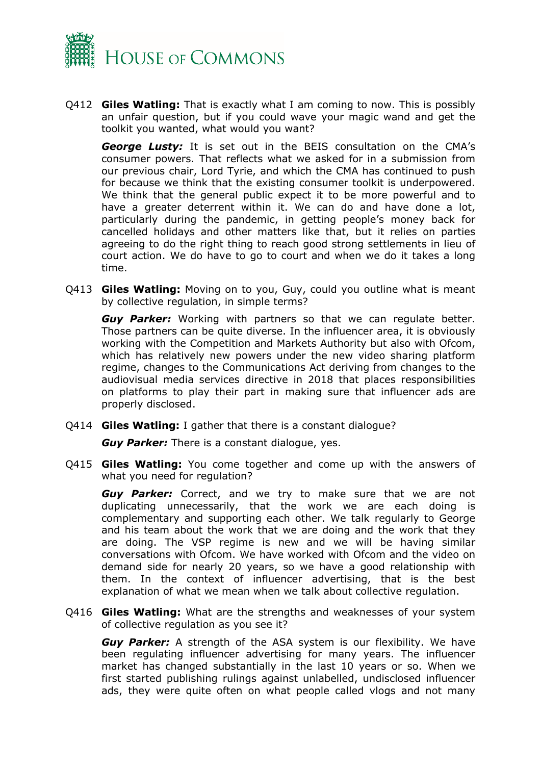Q412 **Giles Watling:** That is exactly what I am coming to now. This is possibly an unfair question, but if you could wave your magic wand and get the toolkit you wanted, what would you want?

***George Lusty:*** It is set out in the BEIS consultation on the CMA's consumer powers. That reflects what we asked for in a submission from our previous chair, Lord Tyrie, and which the CMA has continued to push for because we think that the existing consumer toolkit is underpowered. We think that the general public expect it to be more powerful and to have a greater deterrent within it. We can do and have done a lot, particularly during the pandemic, in getting people's money back for cancelled holidays and other matters like that, but it relies on parties agreeing to do the right thing to reach good strong settlements in lieu of court action. We do have to go to court and when we do it takes a long time.

Q413 **Giles Watling:** Moving on to you, Guy, could you outline what is meant by collective regulation, in simple terms?

***Guy Parker:*** Working with partners so that we can regulate better. Those partners can be quite diverse. In the influencer area, it is obviously working with the Competition and Markets Authority but also with Ofcom, which has relatively new powers under the new video sharing platform regime, changes to the Communications Act deriving from changes to the audiovisual media services directive in 2018 that places responsibilities on platforms to play their part in making sure that influencer ads are properly disclosed.

Q414 **Giles Watling:** I gather that there is a constant dialogue?

***Guy Parker:*** There is a constant dialogue, yes.

Q415 **Giles Watling:** You come together and come up with the answers of what you need for regulation?

***Guy Parker:*** Correct, and we try to make sure that we are not duplicating unnecessarily, that the work we are each doing is complementary and supporting each other. We talk regularly to George and his team about the work that we are doing and the work that they are doing. The VSP regime is new and we will be having similar conversations with Ofcom. We have worked with Ofcom and the video on demand side for nearly 20 years, so we have a good relationship with them. In the context of influencer advertising, that is the best explanation of what we mean when we talk about collective regulation.

Q416 **Giles Watling:** What are the strengths and weaknesses of your system of collective regulation as you see it?

***Guy Parker:*** A strength of the ASA system is our flexibility. We have been regulating influencer advertising for many years. The influencer market has changed substantially in the last 10 years or so. When we first started publishing rulings against unlabelled, undisclosed influencer ads, they were quite often on what people called vlogs and not many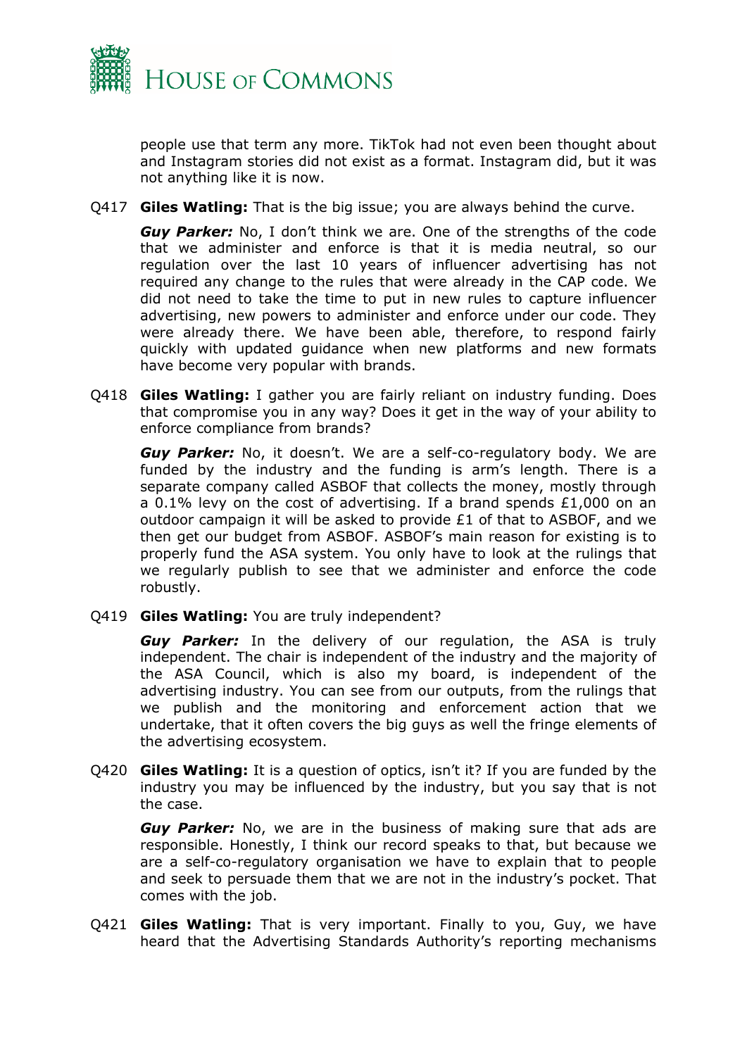people use that term any more. TikTok had not even been thought about and Instagram stories did not exist as a format. Instagram did, but it was not anything like it is now.

Q417 **Giles Watling:** That is the big issue; you are always behind the curve.

***Guy Parker:*** No, I don't think we are. One of the strengths of the code that we administer and enforce is that it is media neutral, so our regulation over the last 10 years of influencer advertising has not required any change to the rules that were already in the CAP code. We did not need to take the time to put in new rules to capture influencer advertising, new powers to administer and enforce under our code. They were already there. We have been able, therefore, to respond fairly quickly with updated guidance when new platforms and new formats have become very popular with brands.

Q418 **Giles Watling:** I gather you are fairly reliant on industry funding. Does that compromise you in any way? Does it get in the way of your ability to enforce compliance from brands?

***Guy Parker:*** No, it doesn't. We are a self-co-regulatory body. We are funded by the industry and the funding is arm's length. There is a separate company called ASBOF that collects the money, mostly through a 0.1% levy on the cost of advertising. If a brand spends £1,000 on an outdoor campaign it will be asked to provide £1 of that to ASBOF, and we then get our budget from ASBOF. ASBOF's main reason for existing is to properly fund the ASA system. You only have to look at the rulings that we regularly publish to see that we administer and enforce the code robustly.

Q419 **Giles Watling:** You are truly independent?

***Guy Parker:*** In the delivery of our regulation, the ASA is truly independent. The chair is independent of the industry and the majority of the ASA Council, which is also my board, is independent of the advertising industry. You can see from our outputs, from the rulings that we publish and the monitoring and enforcement action that we undertake, that it often covers the big guys as well the fringe elements of the advertising ecosystem.

Q420 **Giles Watling:** It is a question of optics, isn't it? If you are funded by the industry you may be influenced by the industry, but you say that is not the case.

***Guy Parker:*** No, we are in the business of making sure that ads are responsible. Honestly, I think our record speaks to that, but because we are a self-co-regulatory organisation we have to explain that to people and seek to persuade them that we are not in the industry's pocket. That comes with the job.

Q421 **Giles Watling:** That is very important. Finally to you, Guy, we have heard that the Advertising Standards Authority's reporting mechanisms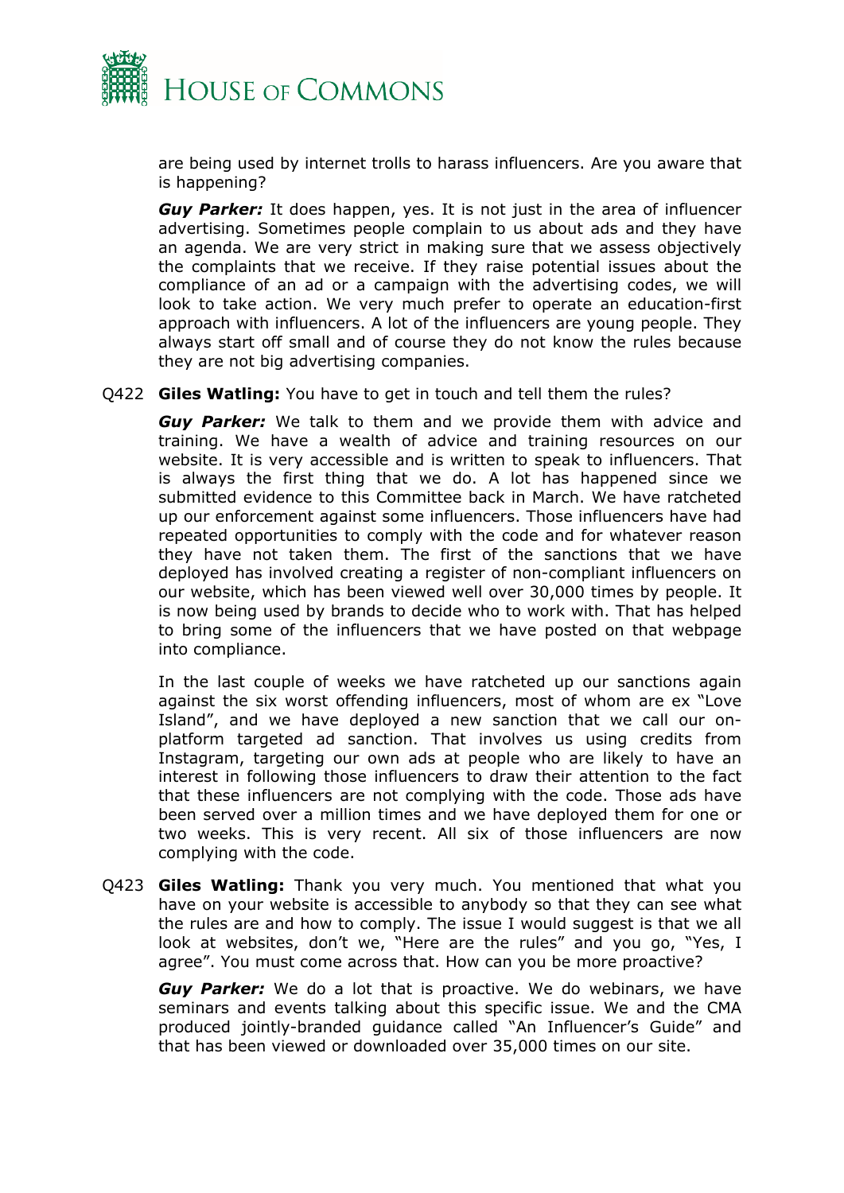are being used by internet trolls to harass influencers. Are you aware that is happening?

***Guy Parker:*** It does happen, yes. It is not just in the area of influencer advertising. Sometimes people complain to us about ads and they have an agenda. We are very strict in making sure that we assess objectively the complaints that we receive. If they raise potential issues about the compliance of an ad or a campaign with the advertising codes, we will look to take action. We very much prefer to operate an education-first approach with influencers. A lot of the influencers are young people. They always start off small and of course they do not know the rules because they are not big advertising companies.

Q422 **Giles Watling:** You have to get in touch and tell them the rules?

***Guy Parker:*** We talk to them and we provide them with advice and training. We have a wealth of advice and training resources on our website. It is very accessible and is written to speak to influencers. That is always the first thing that we do. A lot has happened since we submitted evidence to this Committee back in March. We have ratcheted up our enforcement against some influencers. Those influencers have had repeated opportunities to comply with the code and for whatever reason they have not taken them. The first of the sanctions that we have deployed has involved creating a register of non-compliant influencers on our website, which has been viewed well over 30,000 times by people. It is now being used by brands to decide who to work with. That has helped to bring some of the influencers that we have posted on that webpage into compliance.

In the last couple of weeks we have ratcheted up our sanctions again against the six worst offending influencers, most of whom are ex "Love Island", and we have deployed a new sanction that we call our on-platform targeted ad sanction. That involves us using credits from Instagram, targeting our own ads at people who are likely to have an interest in following those influencers to draw their attention to the fact that these influencers are not complying with the code. Those ads have been served over a million times and we have deployed them for one or two weeks. This is very recent. All six of those influencers are now complying with the code.

Q423 **Giles Watling:** Thank you very much. You mentioned that what you have on your website is accessible to anybody so that they can see what the rules are and how to comply. The issue I would suggest is that we all look at websites, don't we, "Here are the rules" and you go, "Yes, I agree". You must come across that. How can you be more proactive?

***Guy Parker:*** We do a lot that is proactive. We do webinars, we have seminars and events talking about this specific issue. We and the CMA produced jointly-branded guidance called "An Influencer's Guide" and that has been viewed or downloaded over 35,000 times on our site.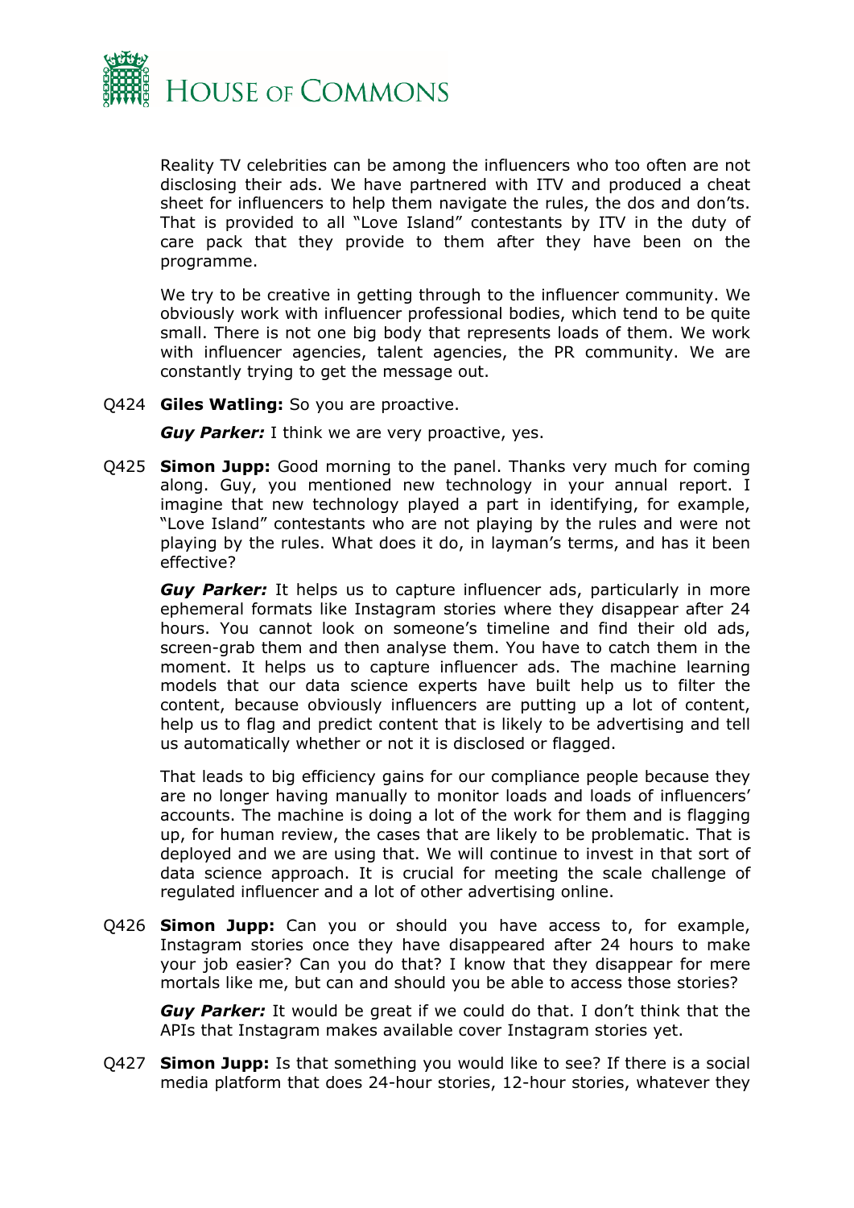Reality TV celebrities can be among the influencers who too often are not disclosing their ads. We have partnered with ITV and produced a cheat sheet for influencers to help them navigate the rules, the dos and don'ts. That is provided to all "Love Island" contestants by ITV in the duty of care pack that they provide to them after they have been on the programme.

We try to be creative in getting through to the influencer community. We obviously work with influencer professional bodies, which tend to be quite small. There is not one big body that represents loads of them. We work with influencer agencies, talent agencies, the PR community. We are constantly trying to get the message out.

Q424 **Giles Watling:** So you are proactive.

***Guy Parker:*** I think we are very proactive, yes.

Q425 **Simon Jupp:** Good morning to the panel. Thanks very much for coming along. Guy, you mentioned new technology in your annual report. I imagine that new technology played a part in identifying, for example, "Love Island" contestants who are not playing by the rules and were not playing by the rules. What does it do, in layman's terms, and has it been effective?

***Guy Parker:*** It helps us to capture influencer ads, particularly in more ephemeral formats like Instagram stories where they disappear after 24 hours. You cannot look on someone's timeline and find their old ads, screen-grab them and then analyse them. You have to catch them in the moment. It helps us to capture influencer ads. The machine learning models that our data science experts have built help us to filter the content, because obviously influencers are putting up a lot of content, help us to flag and predict content that is likely to be advertising and tell us automatically whether or not it is disclosed or flagged.

That leads to big efficiency gains for our compliance people because they are no longer having manually to monitor loads and loads of influencers' accounts. The machine is doing a lot of the work for them and is flagging up, for human review, the cases that are likely to be problematic. That is deployed and we are using that. We will continue to invest in that sort of data science approach. It is crucial for meeting the scale challenge of regulated influencer and a lot of other advertising online.

Q426 **Simon Jupp:** Can you or should you have access to, for example, Instagram stories once they have disappeared after 24 hours to make your job easier? Can you do that? I know that they disappear for mere mortals like me, but can and should you be able to access those stories?

***Guy Parker:*** It would be great if we could do that. I don't think that the APIs that Instagram makes available cover Instagram stories yet.

Q427 **Simon Jupp:** Is that something you would like to see? If there is a social media platform that does 24-hour stories, 12-hour stories, whatever they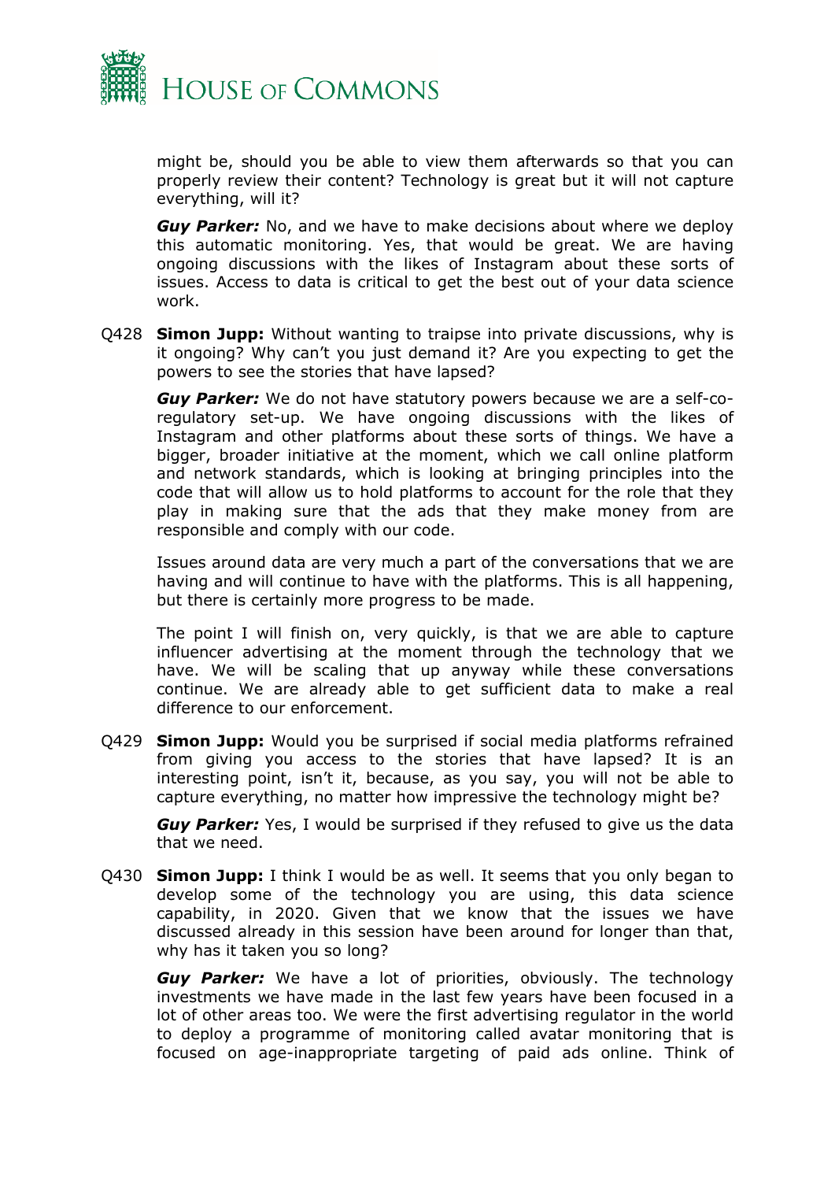might be, should you be able to view them afterwards so that you can properly review their content? Technology is great but it will not capture everything, will it?

***Guy Parker:*** No, and we have to make decisions about where we deploy this automatic monitoring. Yes, that would be great. We are having ongoing discussions with the likes of Instagram about these sorts of issues. Access to data is critical to get the best out of your data science work.

Q428 **Simon Jupp:** Without wanting to traipse into private discussions, why is it ongoing? Why can't you just demand it? Are you expecting to get the powers to see the stories that have lapsed?

***Guy Parker:*** We do not have statutory powers because we are a self-co-regulatory set-up. We have ongoing discussions with the likes of Instagram and other platforms about these sorts of things. We have a bigger, broader initiative at the moment, which we call online platform and network standards, which is looking at bringing principles into the code that will allow us to hold platforms to account for the role that they play in making sure that the ads that they make money from are responsible and comply with our code.

Issues around data are very much a part of the conversations that we are having and will continue to have with the platforms. This is all happening, but there is certainly more progress to be made.

The point I will finish on, very quickly, is that we are able to capture influencer advertising at the moment through the technology that we have. We will be scaling that up anyway while these conversations continue. We are already able to get sufficient data to make a real difference to our enforcement.

Q429 **Simon Jupp:** Would you be surprised if social media platforms refrained from giving you access to the stories that have lapsed? It is an interesting point, isn't it, because, as you say, you will not be able to capture everything, no matter how impressive the technology might be?

***Guy Parker:*** Yes, I would be surprised if they refused to give us the data that we need.

Q430 **Simon Jupp:** I think I would be as well. It seems that you only began to develop some of the technology you are using, this data science capability, in 2020. Given that we know that the issues we have discussed already in this session have been around for longer than that, why has it taken you so long?

***Guy Parker:*** We have a lot of priorities, obviously. The technology investments we have made in the last few years have been focused in a lot of other areas too. We were the first advertising regulator in the world to deploy a programme of monitoring called avatar monitoring that is focused on age-inappropriate targeting of paid ads online. Think of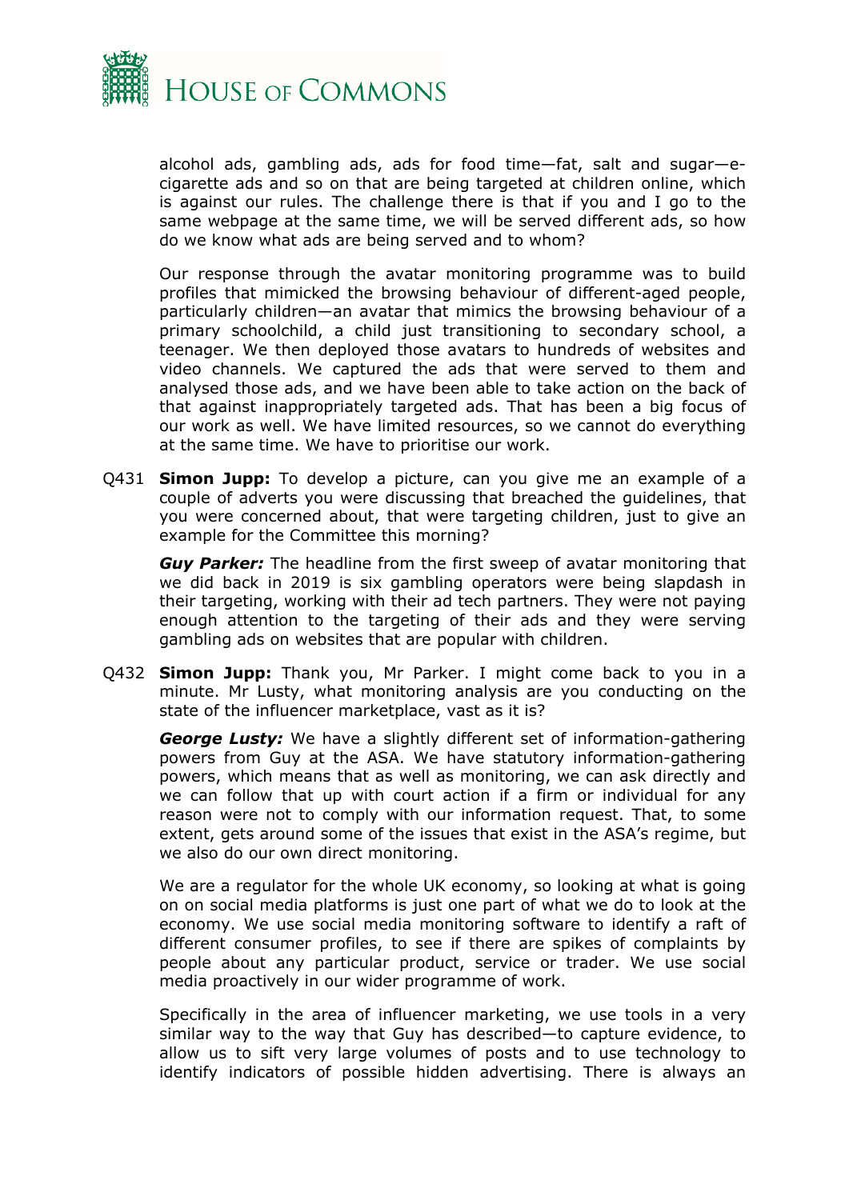alcohol ads, gambling ads, ads for food time—fat, salt and sugar—e-cigarette ads and so on that are being targeted at children online, which is against our rules. The challenge there is that if you and I go to the same webpage at the same time, we will be served different ads, so how do we know what ads are being served and to whom?

Our response through the avatar monitoring programme was to build profiles that mimicked the browsing behaviour of different-aged people, particularly children—an avatar that mimics the browsing behaviour of a primary schoolchild, a child just transitioning to secondary school, a teenager. We then deployed those avatars to hundreds of websites and video channels. We captured the ads that were served to them and analysed those ads, and we have been able to take action on the back of that against inappropriately targeted ads. That has been a big focus of our work as well. We have limited resources, so we cannot do everything at the same time. We have to prioritise our work.

Q431 **Simon Jupp:** To develop a picture, can you give me an example of a couple of adverts you were discussing that breached the guidelines, that you were concerned about, that were targeting children, just to give an example for the Committee this morning?

***Guy Parker:*** The headline from the first sweep of avatar monitoring that we did back in 2019 is six gambling operators were being slapdash in their targeting, working with their ad tech partners. They were not paying enough attention to the targeting of their ads and they were serving gambling ads on websites that are popular with children.

Q432 **Simon Jupp:** Thank you, Mr Parker. I might come back to you in a minute. Mr Lusty, what monitoring analysis are you conducting on the state of the influencer marketplace, vast as it is?

***George Lusty:*** We have a slightly different set of information-gathering powers from Guy at the ASA. We have statutory information-gathering powers, which means that as well as monitoring, we can ask directly and we can follow that up with court action if a firm or individual for any reason were not to comply with our information request. That, to some extent, gets around some of the issues that exist in the ASA's regime, but we also do our own direct monitoring.

We are a regulator for the whole UK economy, so looking at what is going on on social media platforms is just one part of what we do to look at the economy. We use social media monitoring software to identify a raft of different consumer profiles, to see if there are spikes of complaints by people about any particular product, service or trader. We use social media proactively in our wider programme of work.

Specifically in the area of influencer marketing, we use tools in a very similar way to the way that Guy has described—to capture evidence, to allow us to sift very large volumes of posts and to use technology to identify indicators of possible hidden advertising. There is always an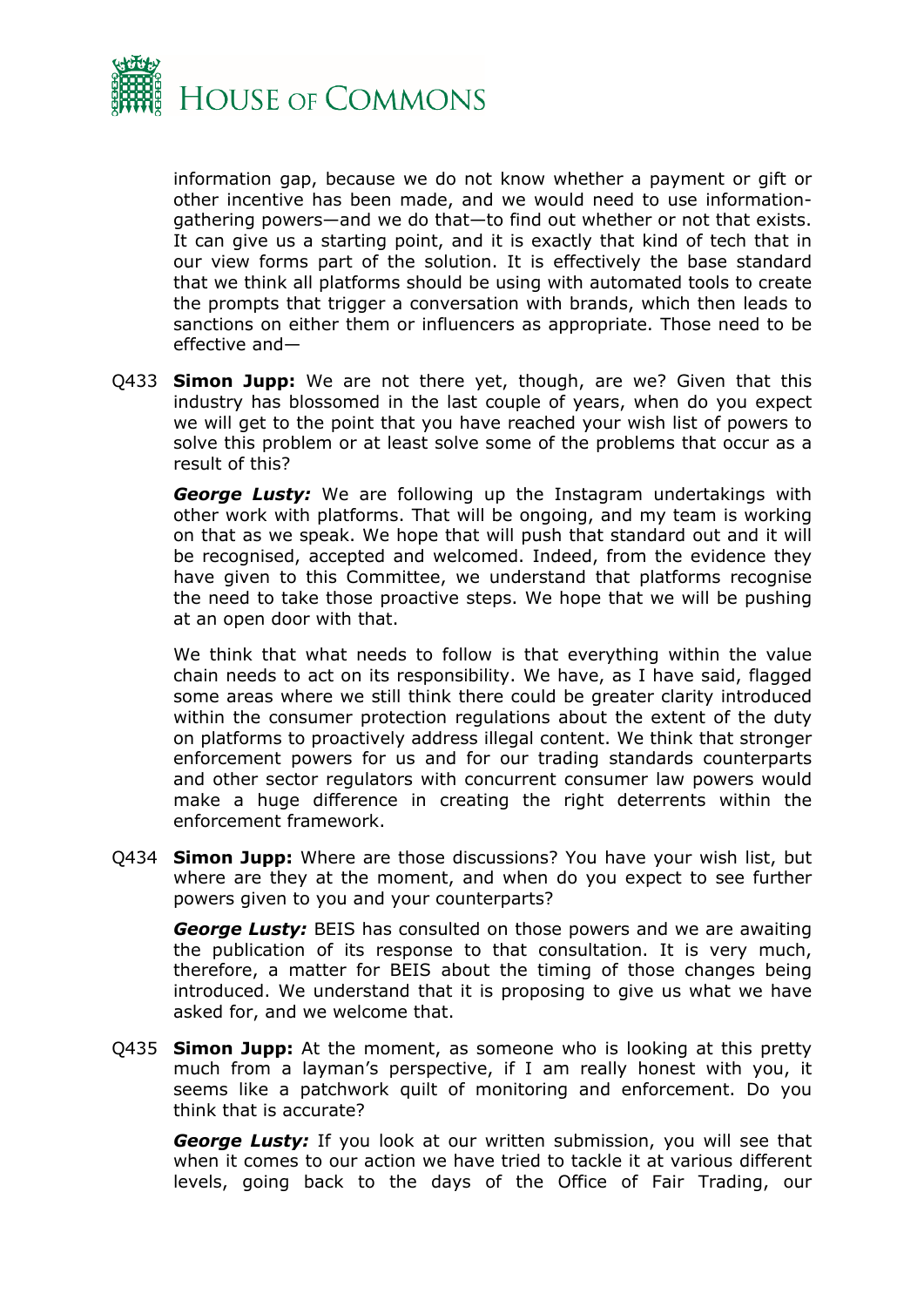information gap, because we do not know whether a payment or gift or other incentive has been made, and we would need to use information-gathering powers—and we do that—to find out whether or not that exists. It can give us a starting point, and it is exactly that kind of tech that in our view forms part of the solution. It is effectively the base standard that we think all platforms should be using with automated tools to create the prompts that trigger a conversation with brands, which then leads to sanctions on either them or influencers as appropriate. Those need to be effective and—

Q433 **Simon Jupp:** We are not there yet, though, are we? Given that this industry has blossomed in the last couple of years, when do you expect we will get to the point that you have reached your wish list of powers to solve this problem or at least solve some of the problems that occur as a result of this?

***George Lusty:*** We are following up the Instagram undertakings with other work with platforms. That will be ongoing, and my team is working on that as we speak. We hope that will push that standard out and it will be recognised, accepted and welcomed. Indeed, from the evidence they have given to this Committee, we understand that platforms recognise the need to take those proactive steps. We hope that we will be pushing at an open door with that.

We think that what needs to follow is that everything within the value chain needs to act on its responsibility. We have, as I have said, flagged some areas where we still think there could be greater clarity introduced within the consumer protection regulations about the extent of the duty on platforms to proactively address illegal content. We think that stronger enforcement powers for us and for our trading standards counterparts and other sector regulators with concurrent consumer law powers would make a huge difference in creating the right deterrents within the enforcement framework.

Q434 **Simon Jupp:** Where are those discussions? You have your wish list, but where are they at the moment, and when do you expect to see further powers given to you and your counterparts?

***George Lusty:*** BEIS has consulted on those powers and we are awaiting the publication of its response to that consultation. It is very much, therefore, a matter for BEIS about the timing of those changes being introduced. We understand that it is proposing to give us what we have asked for, and we welcome that.

Q435 **Simon Jupp:** At the moment, as someone who is looking at this pretty much from a layman's perspective, if I am really honest with you, it seems like a patchwork quilt of monitoring and enforcement. Do you think that is accurate?

***George Lusty:*** If you look at our written submission, you will see that when it comes to our action we have tried to tackle it at various different levels, going back to the days of the Office of Fair Trading, our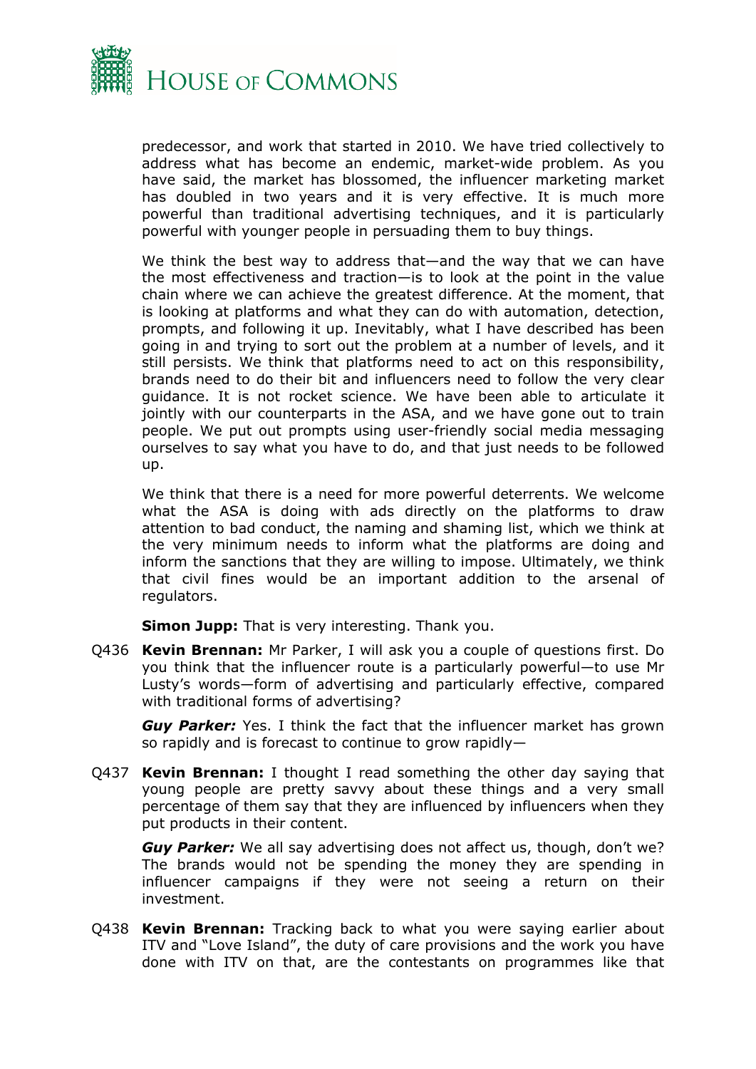predecessor, and work that started in 2010. We have tried collectively to address what has become an endemic, market-wide problem. As you have said, the market has blossomed, the influencer marketing market has doubled in two years and it is very effective. It is much more powerful than traditional advertising techniques, and it is particularly powerful with younger people in persuading them to buy things.

We think the best way to address that—and the way that we can have the most effectiveness and traction—is to look at the point in the value chain where we can achieve the greatest difference. At the moment, that is looking at platforms and what they can do with automation, detection, prompts, and following it up. Inevitably, what I have described has been going in and trying to sort out the problem at a number of levels, and it still persists. We think that platforms need to act on this responsibility, brands need to do their bit and influencers need to follow the very clear guidance. It is not rocket science. We have been able to articulate it jointly with our counterparts in the ASA, and we have gone out to train people. We put out prompts using user-friendly social media messaging ourselves to say what you have to do, and that just needs to be followed up.

We think that there is a need for more powerful deterrents. We welcome what the ASA is doing with ads directly on the platforms to draw attention to bad conduct, the naming and shaming list, which we think at the very minimum needs to inform what the platforms are doing and inform the sanctions that they are willing to impose. Ultimately, we think that civil fines would be an important addition to the arsenal of regulators.

**Simon Jupp:** That is very interesting. Thank you.

Q436 **Kevin Brennan:** Mr Parker, I will ask you a couple of questions first. Do you think that the influencer route is a particularly powerful—to use Mr Lusty's words—form of advertising and particularly effective, compared with traditional forms of advertising?

***Guy Parker:*** Yes. I think the fact that the influencer market has grown so rapidly and is forecast to continue to grow rapidly—

Q437 **Kevin Brennan:** I thought I read something the other day saying that young people are pretty savvy about these things and a very small percentage of them say that they are influenced by influencers when they put products in their content.

***Guy Parker:*** We all say advertising does not affect us, though, don't we? The brands would not be spending the money they are spending in influencer campaigns if they were not seeing a return on their investment.

Q438 **Kevin Brennan:** Tracking back to what you were saying earlier about ITV and "Love Island", the duty of care provisions and the work you have done with ITV on that, are the contestants on programmes like that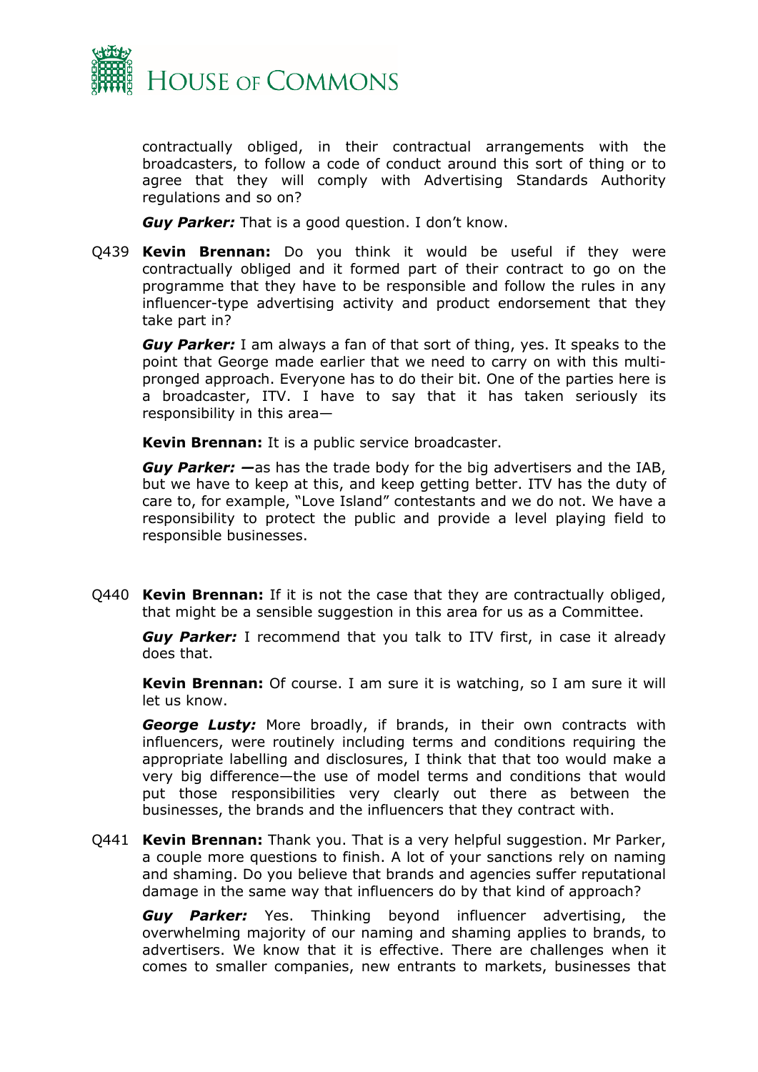contractually obliged, in their contractual arrangements with the broadcasters, to follow a code of conduct around this sort of thing or to agree that they will comply with Advertising Standards Authority regulations and so on?

***Guy Parker:*** That is a good question. I don't know.

Q439 **Kevin Brennan:** Do you think it would be useful if they were contractually obliged and it formed part of their contract to go on the programme that they have to be responsible and follow the rules in any influencer-type advertising activity and product endorsement that they take part in?

***Guy Parker:*** I am always a fan of that sort of thing, yes. It speaks to the point that George made earlier that we need to carry on with this multi-pronged approach. Everyone has to do their bit. One of the parties here is a broadcaster, ITV. I have to say that it has taken seriously its responsibility in this area—

**Kevin Brennan:** It is a public service broadcaster.

***Guy Parker:*** **—**as has the trade body for the big advertisers and the IAB, but we have to keep at this, and keep getting better. ITV has the duty of care to, for example, "Love Island" contestants and we do not. We have a responsibility to protect the public and provide a level playing field to responsible businesses.

Q440 **Kevin Brennan:** If it is not the case that they are contractually obliged, that might be a sensible suggestion in this area for us as a Committee.

***Guy Parker:*** I recommend that you talk to ITV first, in case it already does that.

**Kevin Brennan:** Of course. I am sure it is watching, so I am sure it will let us know.

***George Lusty:*** More broadly, if brands, in their own contracts with influencers, were routinely including terms and conditions requiring the appropriate labelling and disclosures, I think that that too would make a very big difference—the use of model terms and conditions that would put those responsibilities very clearly out there as between the businesses, the brands and the influencers that they contract with.

Q441 **Kevin Brennan:** Thank you. That is a very helpful suggestion. Mr Parker, a couple more questions to finish. A lot of your sanctions rely on naming and shaming. Do you believe that brands and agencies suffer reputational damage in the same way that influencers do by that kind of approach?

***Guy Parker:*** Yes. Thinking beyond influencer advertising, the overwhelming majority of our naming and shaming applies to brands, to advertisers. We know that it is effective. There are challenges when it comes to smaller companies, new entrants to markets, businesses that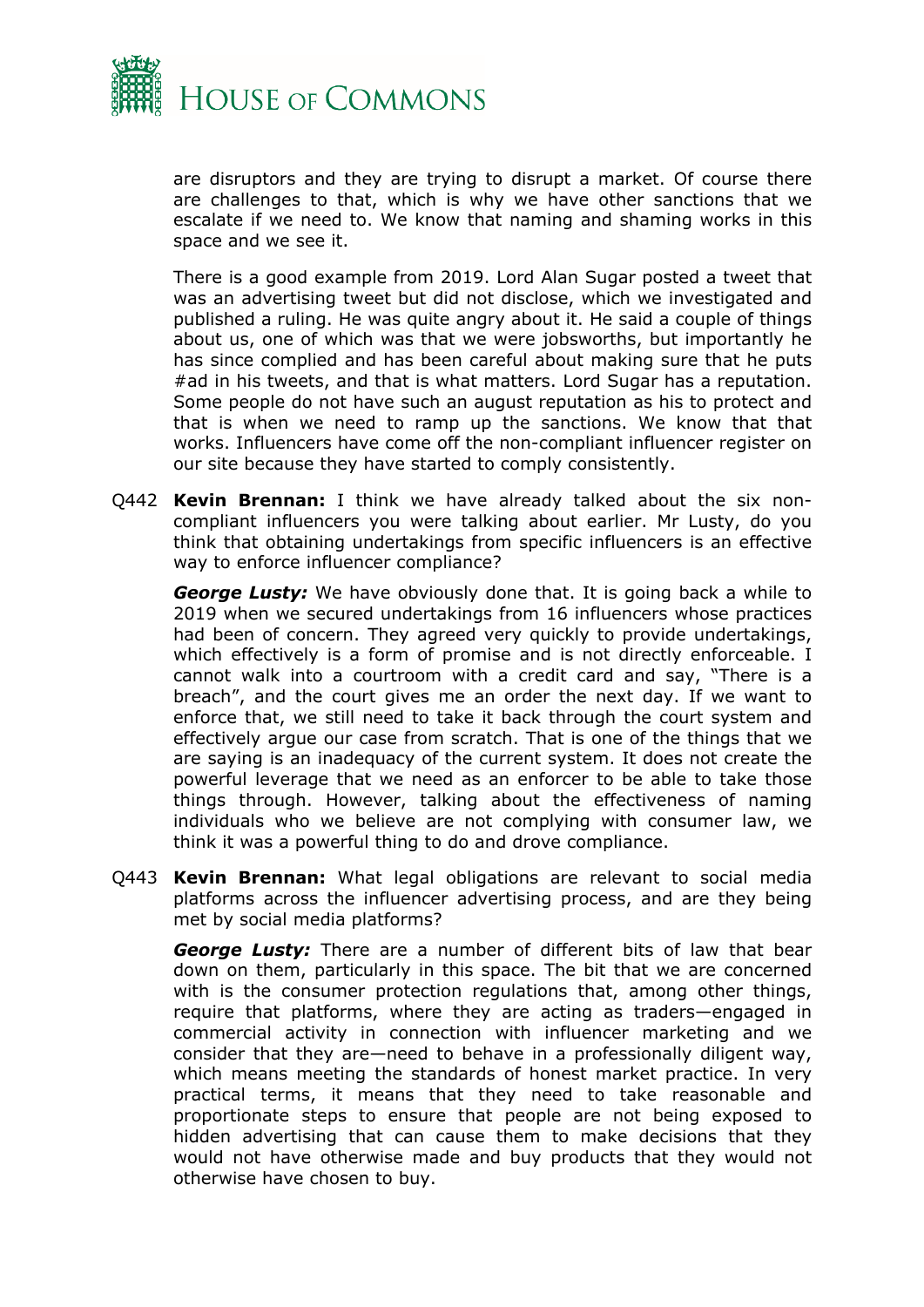are disruptors and they are trying to disrupt a market. Of course there are challenges to that, which is why we have other sanctions that we escalate if we need to. We know that naming and shaming works in this space and we see it.

There is a good example from 2019. Lord Alan Sugar posted a tweet that was an advertising tweet but did not disclose, which we investigated and published a ruling. He was quite angry about it. He said a couple of things about us, one of which was that we were jobsworths, but importantly he has since complied and has been careful about making sure that he puts #ad in his tweets, and that is what matters. Lord Sugar has a reputation. Some people do not have such an august reputation as his to protect and that is when we need to ramp up the sanctions. We know that that works. Influencers have come off the non-compliant influencer register on our site because they have started to comply consistently.

Q442 **Kevin Brennan:** I think we have already talked about the six non-compliant influencers you were talking about earlier. Mr Lusty, do you think that obtaining undertakings from specific influencers is an effective way to enforce influencer compliance?

***George Lusty:*** We have obviously done that. It is going back a while to 2019 when we secured undertakings from 16 influencers whose practices had been of concern. They agreed very quickly to provide undertakings, which effectively is a form of promise and is not directly enforceable. I cannot walk into a courtroom with a credit card and say, "There is a breach", and the court gives me an order the next day. If we want to enforce that, we still need to take it back through the court system and effectively argue our case from scratch. That is one of the things that we are saying is an inadequacy of the current system. It does not create the powerful leverage that we need as an enforcer to be able to take those things through. However, talking about the effectiveness of naming individuals who we believe are not complying with consumer law, we think it was a powerful thing to do and drove compliance.

Q443 **Kevin Brennan:** What legal obligations are relevant to social media platforms across the influencer advertising process, and are they being met by social media platforms?

***George Lusty:*** There are a number of different bits of law that bear down on them, particularly in this space. The bit that we are concerned with is the consumer protection regulations that, among other things, require that platforms, where they are acting as traders—engaged in commercial activity in connection with influencer marketing and we consider that they are—need to behave in a professionally diligent way, which means meeting the standards of honest market practice. In very practical terms, it means that they need to take reasonable and proportionate steps to ensure that people are not being exposed to hidden advertising that can cause them to make decisions that they would not have otherwise made and buy products that they would not otherwise have chosen to buy.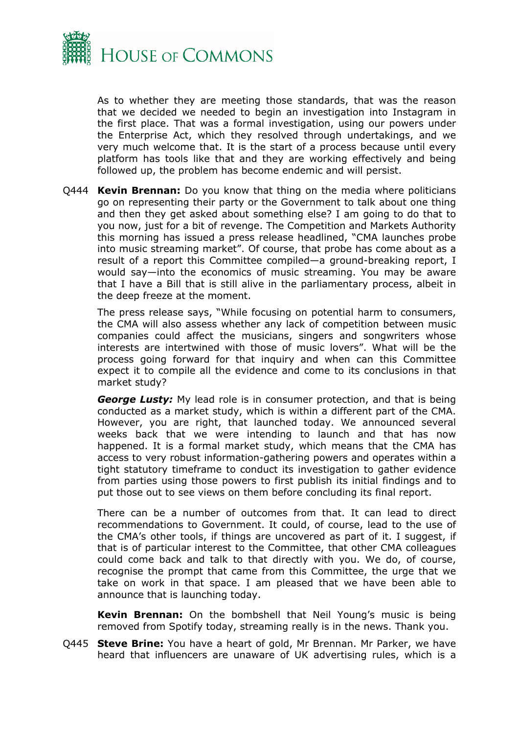As to whether they are meeting those standards, that was the reason that we decided we needed to begin an investigation into Instagram in the first place. That was a formal investigation, using our powers under the Enterprise Act, which they resolved through undertakings, and we very much welcome that. It is the start of a process because until every platform has tools like that and they are working effectively and being followed up, the problem has become endemic and will persist.

Q444 **Kevin Brennan:** Do you know that thing on the media where politicians go on representing their party or the Government to talk about one thing and then they get asked about something else? I am going to do that to you now, just for a bit of revenge. The Competition and Markets Authority this morning has issued a press release headlined, "CMA launches probe into music streaming market". Of course, that probe has come about as a result of a report this Committee compiled—a ground-breaking report, I would say—into the economics of music streaming. You may be aware that I have a Bill that is still alive in the parliamentary process, albeit in the deep freeze at the moment.

The press release says, "While focusing on potential harm to consumers, the CMA will also assess whether any lack of competition between music companies could affect the musicians, singers and songwriters whose interests are intertwined with those of music lovers". What will be the process going forward for that inquiry and when can this Committee expect it to compile all the evidence and come to its conclusions in that market study?

***George Lusty:*** My lead role is in consumer protection, and that is being conducted as a market study, which is within a different part of the CMA. However, you are right, that launched today. We announced several weeks back that we were intending to launch and that has now happened. It is a formal market study, which means that the CMA has access to very robust information-gathering powers and operates within a tight statutory timeframe to conduct its investigation to gather evidence from parties using those powers to first publish its initial findings and to put those out to see views on them before concluding its final report.

There can be a number of outcomes from that. It can lead to direct recommendations to Government. It could, of course, lead to the use of the CMA's other tools, if things are uncovered as part of it. I suggest, if that is of particular interest to the Committee, that other CMA colleagues could come back and talk to that directly with you. We do, of course, recognise the prompt that came from this Committee, the urge that we take on work in that space. I am pleased that we have been able to announce that is launching today.

**Kevin Brennan:** On the bombshell that Neil Young's music is being removed from Spotify today, streaming really is in the news. Thank you.

Q445 **Steve Brine:** You have a heart of gold, Mr Brennan. Mr Parker, we have heard that influencers are unaware of UK advertising rules, which is a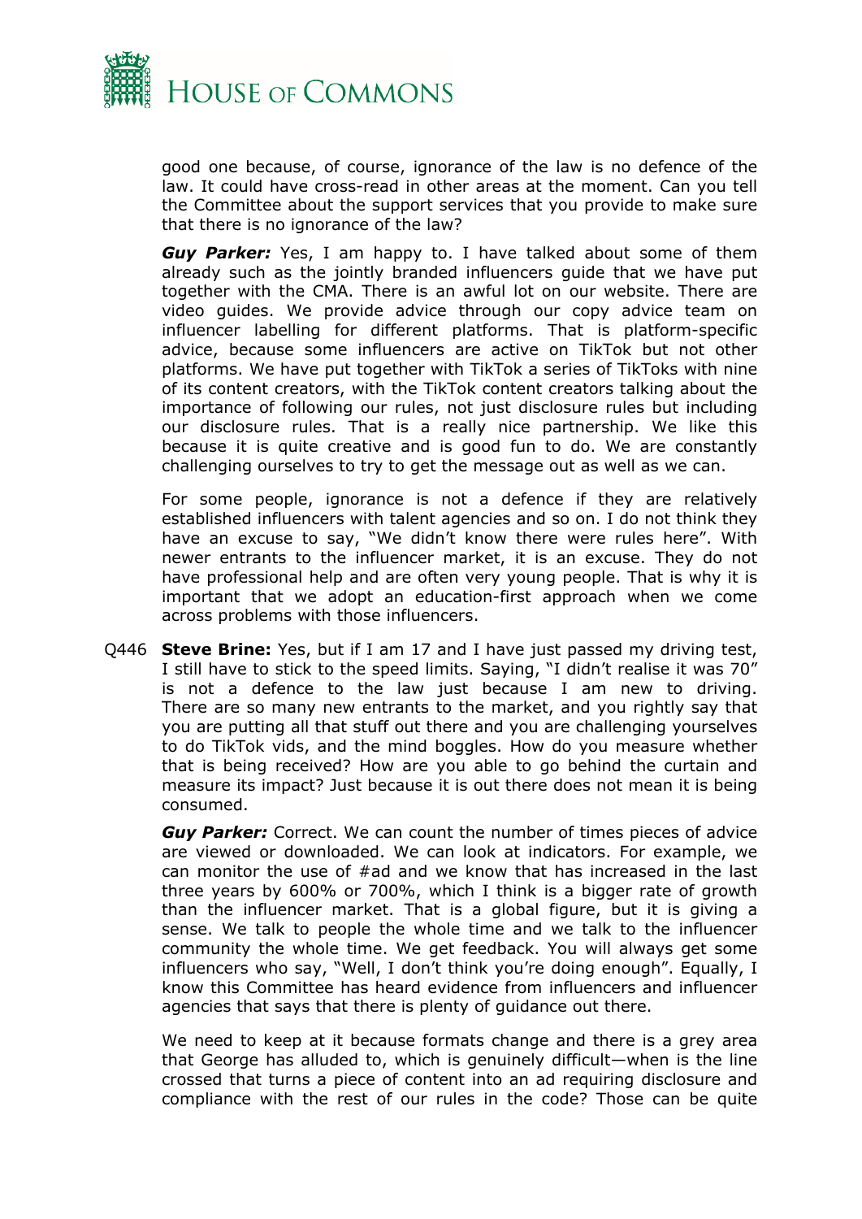good one because, of course, ignorance of the law is no defence of the law. It could have cross-read in other areas at the moment. Can you tell the Committee about the support services that you provide to make sure that there is no ignorance of the law?

***Guy Parker:*** Yes, I am happy to. I have talked about some of them already such as the jointly branded influencers guide that we have put together with the CMA. There is an awful lot on our website. There are video guides. We provide advice through our copy advice team on influencer labelling for different platforms. That is platform-specific advice, because some influencers are active on TikTok but not other platforms. We have put together with TikTok a series of TikToks with nine of its content creators, with the TikTok content creators talking about the importance of following our rules, not just disclosure rules but including our disclosure rules. That is a really nice partnership. We like this because it is quite creative and is good fun to do. We are constantly challenging ourselves to try to get the message out as well as we can.

For some people, ignorance is not a defence if they are relatively established influencers with talent agencies and so on. I do not think they have an excuse to say, "We didn't know there were rules here". With newer entrants to the influencer market, it is an excuse. They do not have professional help and are often very young people. That is why it is important that we adopt an education-first approach when we come across problems with those influencers.

Q446 **Steve Brine:** Yes, but if I am 17 and I have just passed my driving test, I still have to stick to the speed limits. Saying, "I didn't realise it was 70" is not a defence to the law just because I am new to driving. There are so many new entrants to the market, and you rightly say that you are putting all that stuff out there and you are challenging yourselves to do TikTok vids, and the mind boggles. How do you measure whether that is being received? How are you able to go behind the curtain and measure its impact? Just because it is out there does not mean it is being consumed.

***Guy Parker:*** Correct. We can count the number of times pieces of advice are viewed or downloaded. We can look at indicators. For example, we can monitor the use of #ad and we know that has increased in the last three years by 600% or 700%, which I think is a bigger rate of growth than the influencer market. That is a global figure, but it is giving a sense. We talk to people the whole time and we talk to the influencer community the whole time. We get feedback. You will always get some influencers who say, "Well, I don't think you're doing enough". Equally, I know this Committee has heard evidence from influencers and influencer agencies that says that there is plenty of guidance out there.

We need to keep at it because formats change and there is a grey area that George has alluded to, which is genuinely difficult—when is the line crossed that turns a piece of content into an ad requiring disclosure and compliance with the rest of our rules in the code? Those can be quite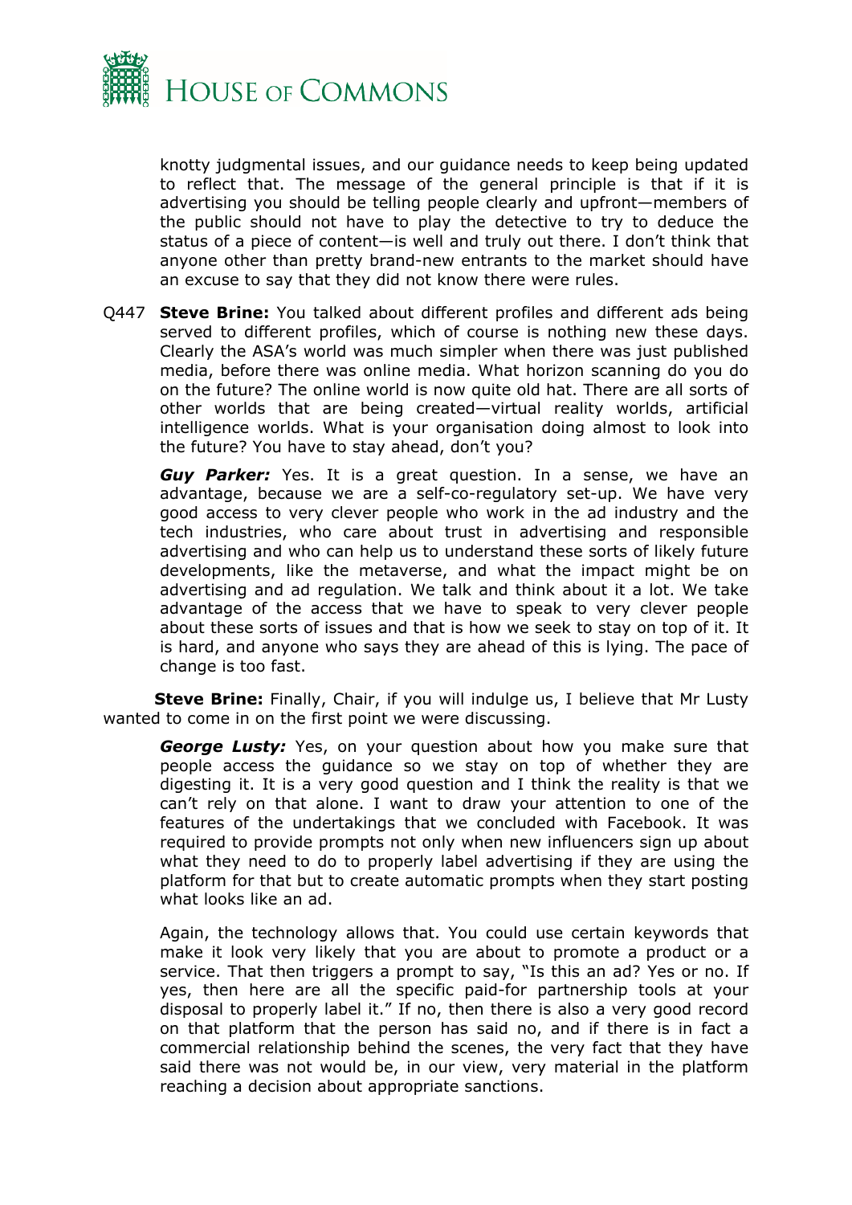knotty judgmental issues, and our guidance needs to keep being updated to reflect that. The message of the general principle is that if it is advertising you should be telling people clearly and upfront—members of the public should not have to play the detective to try to deduce the status of a piece of content—is well and truly out there. I don't think that anyone other than pretty brand-new entrants to the market should have an excuse to say that they did not know there were rules.

Q447 **Steve Brine:** You talked about different profiles and different ads being served to different profiles, which of course is nothing new these days. Clearly the ASA's world was much simpler when there was just published media, before there was online media. What horizon scanning do you do on the future? The online world is now quite old hat. There are all sorts of other worlds that are being created—virtual reality worlds, artificial intelligence worlds. What is your organisation doing almost to look into the future? You have to stay ahead, don't you?

***Guy Parker:*** Yes. It is a great question. In a sense, we have an advantage, because we are a self-co-regulatory set-up. We have very good access to very clever people who work in the ad industry and the tech industries, who care about trust in advertising and responsible advertising and who can help us to understand these sorts of likely future developments, like the metaverse, and what the impact might be on advertising and ad regulation. We talk and think about it a lot. We take advantage of the access that we have to speak to very clever people about these sorts of issues and that is how we seek to stay on top of it. It is hard, and anyone who says they are ahead of this is lying. The pace of change is too fast.

**Steve Brine:** Finally, Chair, if you will indulge us, I believe that Mr Lusty wanted to come in on the first point we were discussing.

***George Lusty:*** Yes, on your question about how you make sure that people access the guidance so we stay on top of whether they are digesting it. It is a very good question and I think the reality is that we can't rely on that alone. I want to draw your attention to one of the features of the undertakings that we concluded with Facebook. It was required to provide prompts not only when new influencers sign up about what they need to do to properly label advertising if they are using the platform for that but to create automatic prompts when they start posting what looks like an ad.

Again, the technology allows that. You could use certain keywords that make it look very likely that you are about to promote a product or a service. That then triggers a prompt to say, "Is this an ad? Yes or no. If yes, then here are all the specific paid-for partnership tools at your disposal to properly label it." If no, then there is also a very good record on that platform that the person has said no, and if there is in fact a commercial relationship behind the scenes, the very fact that they have said there was not would be, in our view, very material in the platform reaching a decision about appropriate sanctions.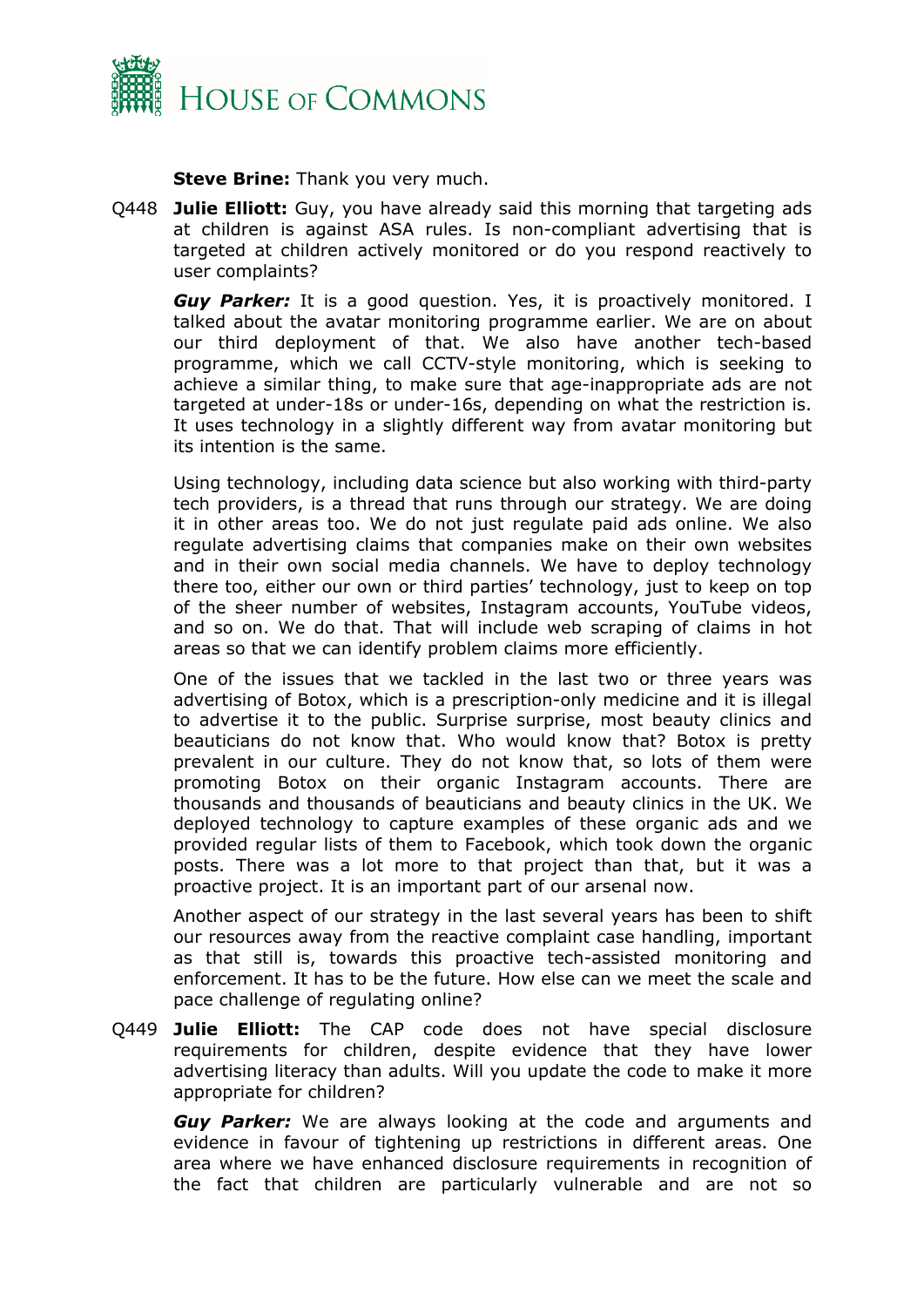**Steve Brine:** Thank you very much.

Q448 **Julie Elliott:** Guy, you have already said this morning that targeting ads at children is against ASA rules. Is non-compliant advertising that is targeted at children actively monitored or do you respond reactively to user complaints?

***Guy Parker:*** It is a good question. Yes, it is proactively monitored. I talked about the avatar monitoring programme earlier. We are on about our third deployment of that. We also have another tech-based programme, which we call CCTV-style monitoring, which is seeking to achieve a similar thing, to make sure that age-inappropriate ads are not targeted at under-18s or under-16s, depending on what the restriction is. It uses technology in a slightly different way from avatar monitoring but its intention is the same.

Using technology, including data science but also working with third-party tech providers, is a thread that runs through our strategy. We are doing it in other areas too. We do not just regulate paid ads online. We also regulate advertising claims that companies make on their own websites and in their own social media channels. We have to deploy technology there too, either our own or third parties' technology, just to keep on top of the sheer number of websites, Instagram accounts, YouTube videos, and so on. We do that. That will include web scraping of claims in hot areas so that we can identify problem claims more efficiently.

One of the issues that we tackled in the last two or three years was advertising of Botox, which is a prescription-only medicine and it is illegal to advertise it to the public. Surprise surprise, most beauty clinics and beauticians do not know that. Who would know that? Botox is pretty prevalent in our culture. They do not know that, so lots of them were promoting Botox on their organic Instagram accounts. There are thousands and thousands of beauticians and beauty clinics in the UK. We deployed technology to capture examples of these organic ads and we provided regular lists of them to Facebook, which took down the organic posts. There was a lot more to that project than that, but it was a proactive project. It is an important part of our arsenal now.

Another aspect of our strategy in the last several years has been to shift our resources away from the reactive complaint case handling, important as that still is, towards this proactive tech-assisted monitoring and enforcement. It has to be the future. How else can we meet the scale and pace challenge of regulating online?

Q449 **Julie Elliott:** The CAP code does not have special disclosure requirements for children, despite evidence that they have lower advertising literacy than adults. Will you update the code to make it more appropriate for children?

***Guy Parker:*** We are always looking at the code and arguments and evidence in favour of tightening up restrictions in different areas. One area where we have enhanced disclosure requirements in recognition of the fact that children are particularly vulnerable and are not so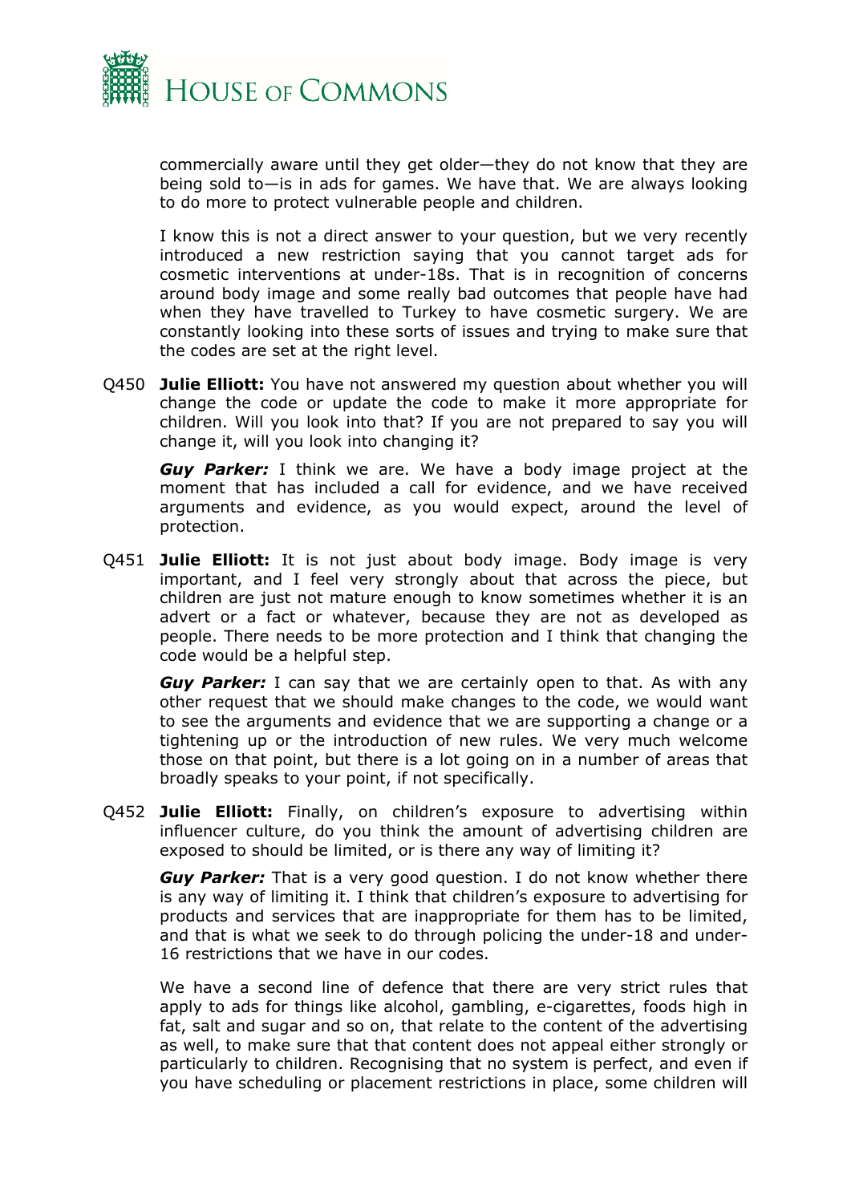commercially aware until they get older—they do not know that they are being sold to—is in ads for games. We have that. We are always looking to do more to protect vulnerable people and children.

I know this is not a direct answer to your question, but we very recently introduced a new restriction saying that you cannot target ads for cosmetic interventions at under-18s. That is in recognition of concerns around body image and some really bad outcomes that people have had when they have travelled to Turkey to have cosmetic surgery. We are constantly looking into these sorts of issues and trying to make sure that the codes are set at the right level.

Q450 **Julie Elliott:** You have not answered my question about whether you will change the code or update the code to make it more appropriate for children. Will you look into that? If you are not prepared to say you will change it, will you look into changing it?

***Guy Parker:*** I think we are. We have a body image project at the moment that has included a call for evidence, and we have received arguments and evidence, as you would expect, around the level of protection.

Q451 **Julie Elliott:** It is not just about body image. Body image is very important, and I feel very strongly about that across the piece, but children are just not mature enough to know sometimes whether it is an advert or a fact or whatever, because they are not as developed as people. There needs to be more protection and I think that changing the code would be a helpful step.

***Guy Parker:*** I can say that we are certainly open to that. As with any other request that we should make changes to the code, we would want to see the arguments and evidence that we are supporting a change or a tightening up or the introduction of new rules. We very much welcome those on that point, but there is a lot going on in a number of areas that broadly speaks to your point, if not specifically.

Q452 **Julie Elliott:** Finally, on children's exposure to advertising within influencer culture, do you think the amount of advertising children are exposed to should be limited, or is there any way of limiting it?

***Guy Parker:*** That is a very good question. I do not know whether there is any way of limiting it. I think that children's exposure to advertising for products and services that are inappropriate for them has to be limited, and that is what we seek to do through policing the under-18 and under-16 restrictions that we have in our codes.

We have a second line of defence that there are very strict rules that apply to ads for things like alcohol, gambling, e-cigarettes, foods high in fat, salt and sugar and so on, that relate to the content of the advertising as well, to make sure that that content does not appeal either strongly or particularly to children. Recognising that no system is perfect, and even if you have scheduling or placement restrictions in place, some children will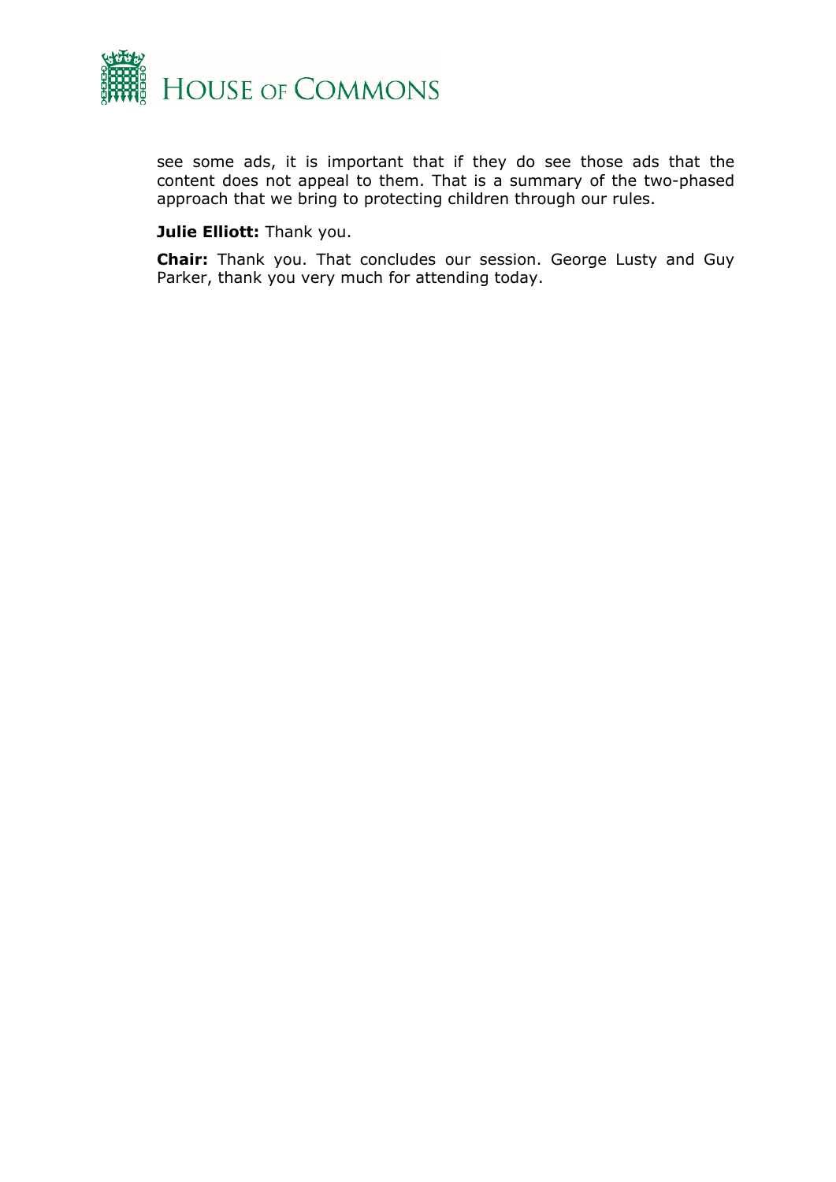see some ads, it is important that if they do see those ads that the content does not appeal to them. That is a summary of the two-phased approach that we bring to protecting children through our rules.

**Julie Elliott:** Thank you.

**Chair:** Thank you. That concludes our session. George Lusty and Guy Parker, thank you very much for attending today.